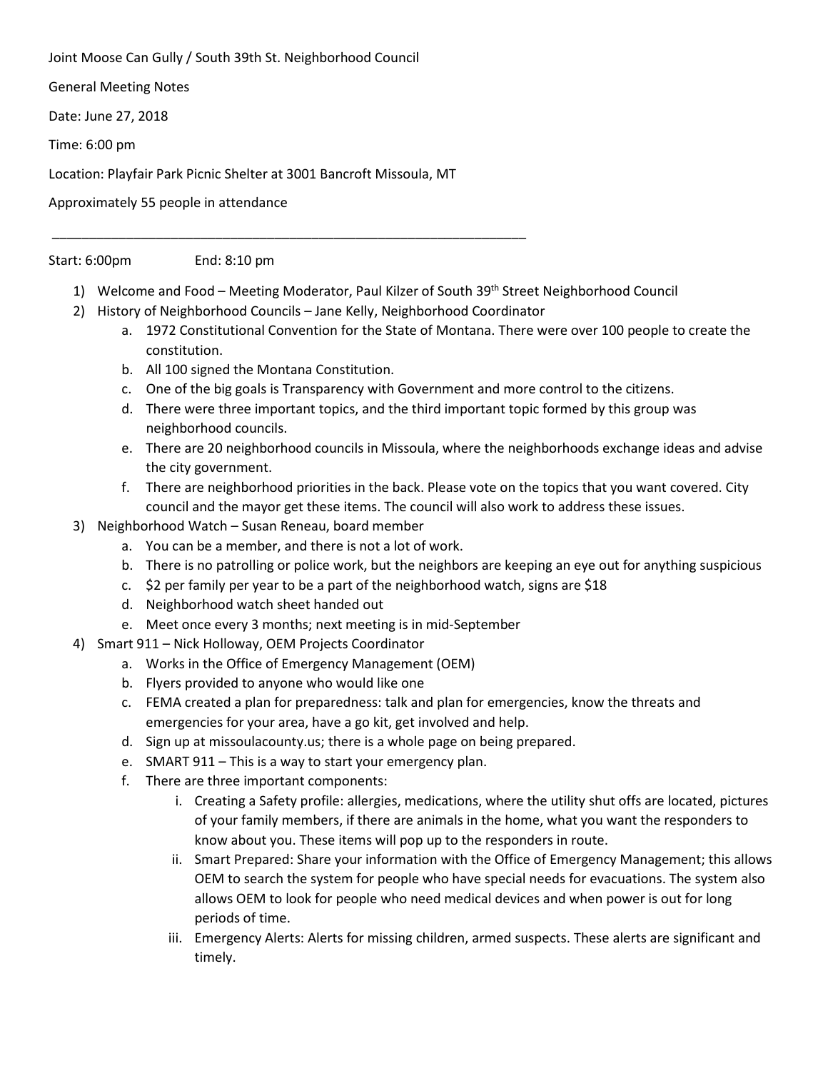Joint Moose Can Gully / South 39th St. Neighborhood Council

General Meeting Notes

Date: June 27, 2018

Time: 6:00 pm

Location: Playfair Park Picnic Shelter at 3001 Bancroft Missoula, MT

Approximately 55 people in attendance

---

Start: 6:00pm End: 8:10 pm

1) Welcome and Food – Meeting Moderator, Paul Kilzer of South 39th Street Neighborhood Council
2) History of Neighborhood Councils – Jane Kelly, Neighborhood Coordinator
   a. 1972 Constitutional Convention for the State of Montana. There were over 100 people to create the constitution.
   b. All 100 signed the Montana Constitution.
   c. One of the big goals is Transparency with Government and more control to the citizens.
   d. There were three important topics, and the third important topic formed by this group was neighborhood councils.
   e. There are 20 neighborhood councils in Missoula, where the neighborhoods exchange ideas and advise the city government.
   f. There are neighborhood priorities in the back. Please vote on the topics that you want covered. City council and the mayor get these items. The council will also work to address these issues.
3) Neighborhood Watch – Susan Reneau, board member
   a. You can be a member, and there is not a lot of work.
   b. There is no patrolling or police work, but the neighbors are keeping an eye out for anything suspicious
   c. $2 per family per year to be a part of the neighborhood watch, signs are $18
   d. Neighborhood watch sheet handed out
   e. Meet once every 3 months; next meeting is in mid-September
4) Smart 911 – Nick Holloway, OEM Projects Coordinator
   a. Works in the Office of Emergency Management (OEM)
   b. Flyers provided to anyone who would like one
   c. FEMA created a plan for preparedness: talk and plan for emergencies, know the threats and emergencies for your area, have a go kit, get involved and help.
   d. Sign up at missoulacounty.us; there is a whole page on being prepared.
   e. SMART 911 – This is a way to start your emergency plan.
   f. There are three important components:
      i. Creating a Safety profile: allergies, medications, where the utility shut offs are located, pictures of your family members, if there are animals in the home, what you want the responders to know about you. These items will pop up to the responders in route.
      ii. Smart Prepared: Share your information with the Office of Emergency Management; this allows OEM to search the system for people who have special needs for evacuations. The system also allows OEM to look for people who need medical devices and when power is out for long periods of time.
      iii. Emergency Alerts: Alerts for missing children, armed suspects. These alerts are significant and timely.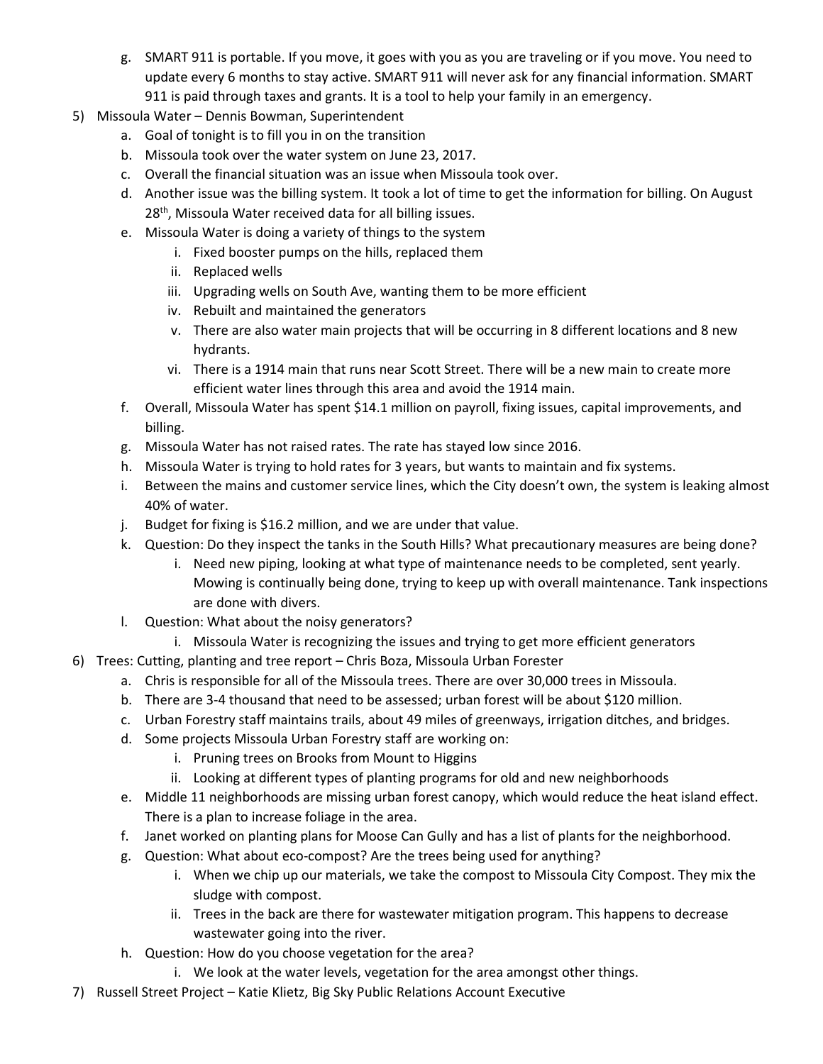g. SMART 911 is portable. If you move, it goes with you as you are traveling or if you move. You need to update every 6 months to stay active. SMART 911 will never ask for any financial information. SMART 911 is paid through taxes and grants. It is a tool to help your family in an emergency.

5) Missoula Water – Dennis Bowman, Superintendent
   a. Goal of tonight is to fill you in on the transition
   b. Missoula took over the water system on June 23, 2017.
   c. Overall the financial situation was an issue when Missoula took over.
   d. Another issue was the billing system. It took a lot of time to get the information for billing. On August 28th, Missoula Water received data for all billing issues.
   e. Missoula Water is doing a variety of things to the system
      i. Fixed booster pumps on the hills, replaced them
      ii. Replaced wells
      iii. Upgrading wells on South Ave, wanting them to be more efficient
      iv. Rebuilt and maintained the generators
      v. There are also water main projects that will be occurring in 8 different locations and 8 new hydrants.
      vi. There is a 1914 main that runs near Scott Street. There will be a new main to create more efficient water lines through this area and avoid the 1914 main.
   f. Overall, Missoula Water has spent $14.1 million on payroll, fixing issues, capital improvements, and billing.
   g. Missoula Water has not raised rates. The rate has stayed low since 2016.
   h. Missoula Water is trying to hold rates for 3 years, but wants to maintain and fix systems.
   i. Between the mains and customer service lines, which the City doesn't own, the system is leaking almost 40% of water.
   j. Budget for fixing is $16.2 million, and we are under that value.
   k. Question: Do they inspect the tanks in the South Hills? What precautionary measures are being done?
      i. Need new piping, looking at what type of maintenance needs to be completed, sent yearly. Mowing is continually being done, trying to keep up with overall maintenance. Tank inspections are done with divers.
   l. Question: What about the noisy generators?
      i. Missoula Water is recognizing the issues and trying to get more efficient generators

6) Trees: Cutting, planting and tree report – Chris Boza, Missoula Urban Forester
   a. Chris is responsible for all of the Missoula trees. There are over 30,000 trees in Missoula.
   b. There are 3-4 thousand that need to be assessed; urban forest will be about $120 million.
   c. Urban Forestry staff maintains trails, about 49 miles of greenways, irrigation ditches, and bridges.
   d. Some projects Missoula Urban Forestry staff are working on:
      i. Pruning trees on Brooks from Mount to Higgins
      ii. Looking at different types of planting programs for old and new neighborhoods
   e. Middle 11 neighborhoods are missing urban forest canopy, which would reduce the heat island effect. There is a plan to increase foliage in the area.
   f. Janet worked on planting plans for Moose Can Gully and has a list of plants for the neighborhood.
   g. Question: What about eco-compost? Are the trees being used for anything?
      i. When we chip up our materials, we take the compost to Missoula City Compost. They mix the sludge with compost.
      ii. Trees in the back are there for wastewater mitigation program. This happens to decrease wastewater going into the river.
   h. Question: How do you choose vegetation for the area?
      i. We look at the water levels, vegetation for the area amongst other things.

7) Russell Street Project – Katie Klietz, Big Sky Public Relations Account Executive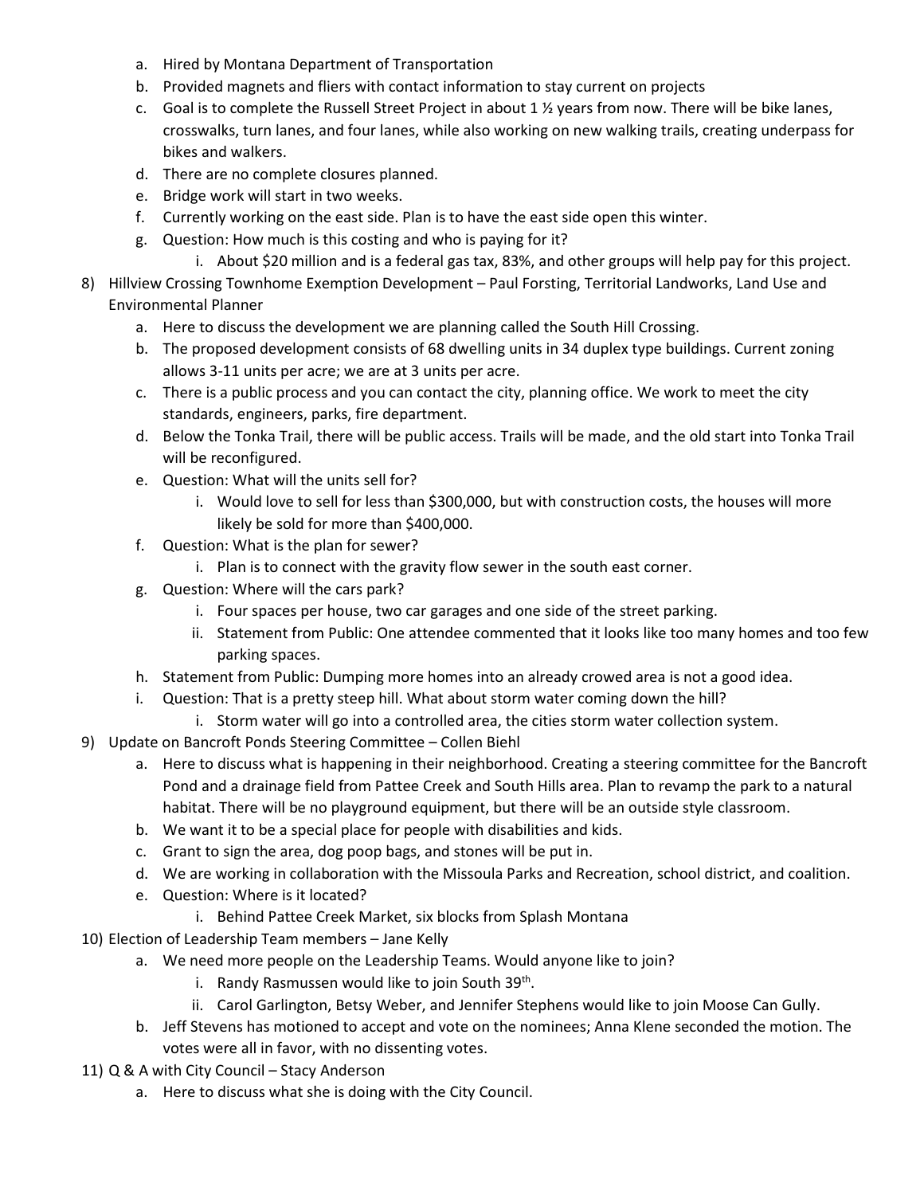a. Hired by Montana Department of Transportation
   b. Provided magnets and fliers with contact information to stay current on projects
   c. Goal is to complete the Russell Street Project in about 1 ½ years from now. There will be bike lanes, crosswalks, turn lanes, and four lanes, while also working on new walking trails, creating underpass for bikes and walkers.
   d. There are no complete closures planned.
   e. Bridge work will start in two weeks.
   f. Currently working on the east side. Plan is to have the east side open this winter.
   g. Question: How much is this costing and who is paying for it?
      i. About $20 million and is a federal gas tax, 83%, and other groups will help pay for this project.

8) Hillview Crossing Townhome Exemption Development – Paul Forsting, Territorial Landworks, Land Use and Environmental Planner
   a. Here to discuss the development we are planning called the South Hill Crossing.
   b. The proposed development consists of 68 dwelling units in 34 duplex type buildings. Current zoning allows 3-11 units per acre; we are at 3 units per acre.
   c. There is a public process and you can contact the city, planning office. We work to meet the city standards, engineers, parks, fire department.
   d. Below the Tonka Trail, there will be public access. Trails will be made, and the old start into Tonka Trail will be reconfigured.
   e. Question: What will the units sell for?
      i. Would love to sell for less than $300,000, but with construction costs, the houses will more likely be sold for more than $400,000.
   f. Question: What is the plan for sewer?
      i. Plan is to connect with the gravity flow sewer in the south east corner.
   g. Question: Where will the cars park?
      i. Four spaces per house, two car garages and one side of the street parking.
      ii. Statement from Public: One attendee commented that it looks like too many homes and too few parking spaces.
   h. Statement from Public: Dumping more homes into an already crowed area is not a good idea.
   i. Question: That is a pretty steep hill. What about storm water coming down the hill?
      i. Storm water will go into a controlled area, the cities storm water collection system.

9) Update on Bancroft Ponds Steering Committee – Collen Biehl
   a. Here to discuss what is happening in their neighborhood. Creating a steering committee for the Bancroft Pond and a drainage field from Pattee Creek and South Hills area. Plan to revamp the park to a natural habitat. There will be no playground equipment, but there will be an outside style classroom.
   b. We want it to be a special place for people with disabilities and kids.
   c. Grant to sign the area, dog poop bags, and stones will be put in.
   d. We are working in collaboration with the Missoula Parks and Recreation, school district, and coalition.
   e. Question: Where is it located?
      i. Behind Pattee Creek Market, six blocks from Splash Montana

10) Election of Leadership Team members – Jane Kelly
   a. We need more people on the Leadership Teams. Would anyone like to join?
      i. Randy Rasmussen would like to join South 39th.
      ii. Carol Garlington, Betsy Weber, and Jennifer Stephens would like to join Moose Can Gully.
   b. Jeff Stevens has motioned to accept and vote on the nominees; Anna Klene seconded the motion. The votes were all in favor, with no dissenting votes.

11) Q & A with City Council – Stacy Anderson
   a. Here to discuss what she is doing with the City Council.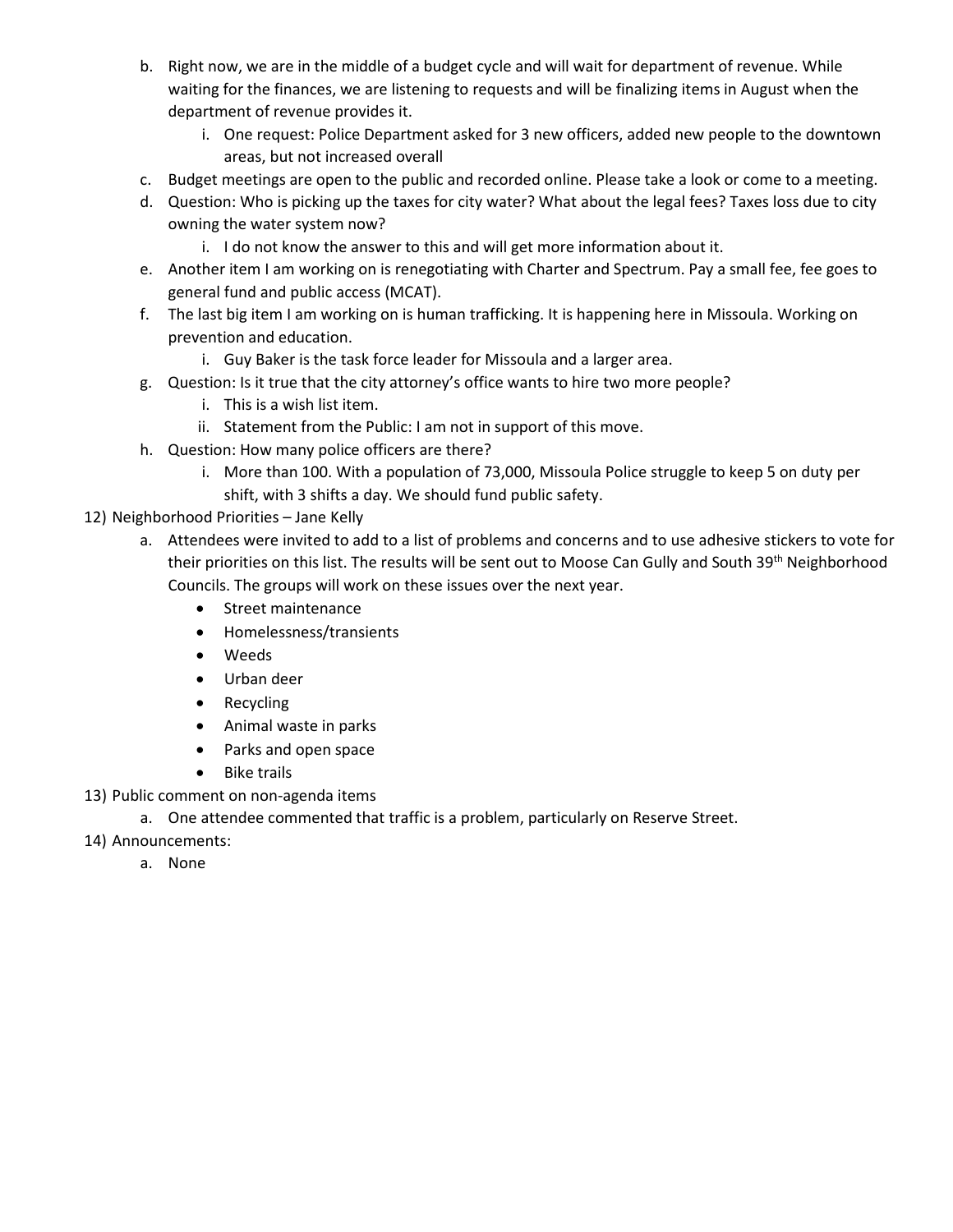b. Right now, we are in the middle of a budget cycle and will wait for department of revenue. While waiting for the finances, we are listening to requests and will be finalizing items in August when the department of revenue provides it.
      i. One request: Police Department asked for 3 new officers, added new people to the downtown areas, but not increased overall
   c. Budget meetings are open to the public and recorded online. Please take a look or come to a meeting.
   d. Question: Who is picking up the taxes for city water? What about the legal fees? Taxes loss due to city owning the water system now?
      i. I do not know the answer to this and will get more information about it.
   e. Another item I am working on is renegotiating with Charter and Spectrum. Pay a small fee, fee goes to general fund and public access (MCAT).
   f. The last big item I am working on is human trafficking. It is happening here in Missoula. Working on prevention and education.
      i. Guy Baker is the task force leader for Missoula and a larger area.
   g. Question: Is it true that the city attorney's office wants to hire two more people?
      i. This is a wish list item.
      ii. Statement from the Public: I am not in support of this move.
   h. Question: How many police officers are there?
      i. More than 100. With a population of 73,000, Missoula Police struggle to keep 5 on duty per shift, with 3 shifts a day. We should fund public safety.

12) Neighborhood Priorities – Jane Kelly
   a. Attendees were invited to add to a list of problems and concerns and to use adhesive stickers to vote for their priorities on this list. The results will be sent out to Moose Can Gully and South 39th Neighborhood Councils. The groups will work on these issues over the next year.
      - Street maintenance
      - Homelessness/transients
      - Weeds
      - Urban deer
      - Recycling
      - Animal waste in parks
      - Parks and open space
      - Bike trails

13) Public comment on non-agenda items
   a. One attendee commented that traffic is a problem, particularly on Reserve Street.

14) Announcements:
   a. None